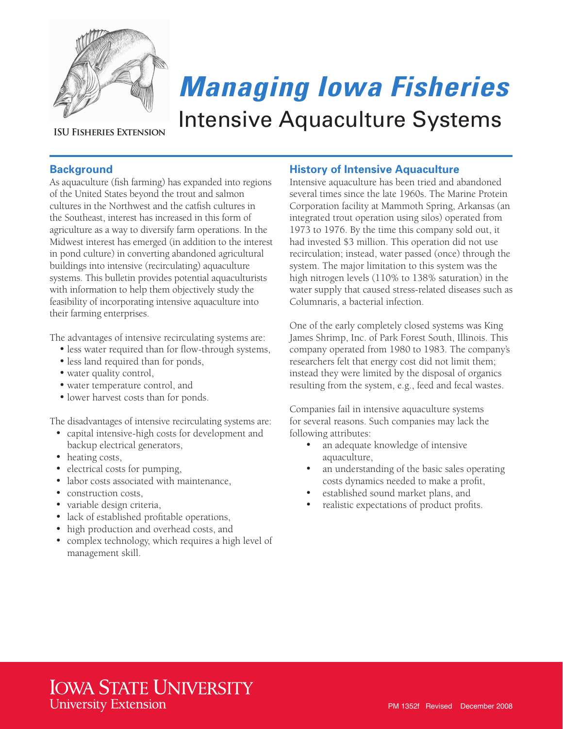ISU Fisheries Extension

# *Managing Iowa Fisheries*

## Intensive Aquaculture Systems

### Background

As aquaculture (fish farming) has expanded into regions of the United States beyond the trout and salmon cultures in the Northwest and the catfish cultures in the Southeast, interest has increased in this form of agriculture as a way to diversify farm operations. In the Midwest interest has emerged (in addition to the interest in pond culture) in converting abandoned agricultural buildings into intensive (recirculating) aquaculture systems. This bulletin provides potential aquaculturists with information to help them objectively study the feasibility of incorporating intensive aquaculture into their farming enterprises.

The advantages of intensive recirculating systems are:

- less water required than for flow-through systems,
- less land required than for ponds,
- water quality control,
- water temperature control, and
- lower harvest costs than for ponds.

The disadvantages of intensive recirculating systems are:

- capital intensive-high costs for development and backup electrical generators,
- heating costs,
- electrical costs for pumping,
- labor costs associated with maintenance,
- construction costs,
- variable design criteria,
- lack of established profitable operations,
- high production and overhead costs, and
- complex technology, which requires a high level of management skill.

### History of Intensive Aquaculture

Intensive aquaculture has been tried and abandoned several times since the late 1960s. The Marine Protein Corporation facility at Mammoth Spring, Arkansas (an integrated trout operation using silos) operated from 1973 to 1976. By the time this company sold out, it had invested $3 million. This operation did not use recirculation; instead, water passed (once) through the system. The major limitation to this system was the high nitrogen levels (110% to 138% saturation) in the water supply that caused stress-related diseases such as Columnaris, a bacterial infection.

One of the early completely closed systems was King James Shrimp, Inc. of Park Forest South, Illinois. This company operated from 1980 to 1983. The company's researchers felt that energy cost did not limit them; instead they were limited by the disposal of organics resulting from the system, e.g., feed and fecal wastes.

Companies fail in intensive aquaculture systems for several reasons. Such companies may lack the following attributes:

- an adequate knowledge of intensive aquaculture,
- an understanding of the basic sales operating costs dynamics needed to make a profit,
- established sound market plans, and
- realistic expectations of product profits.

Iowa State University
University Extension

PM 1352f Revised December 2008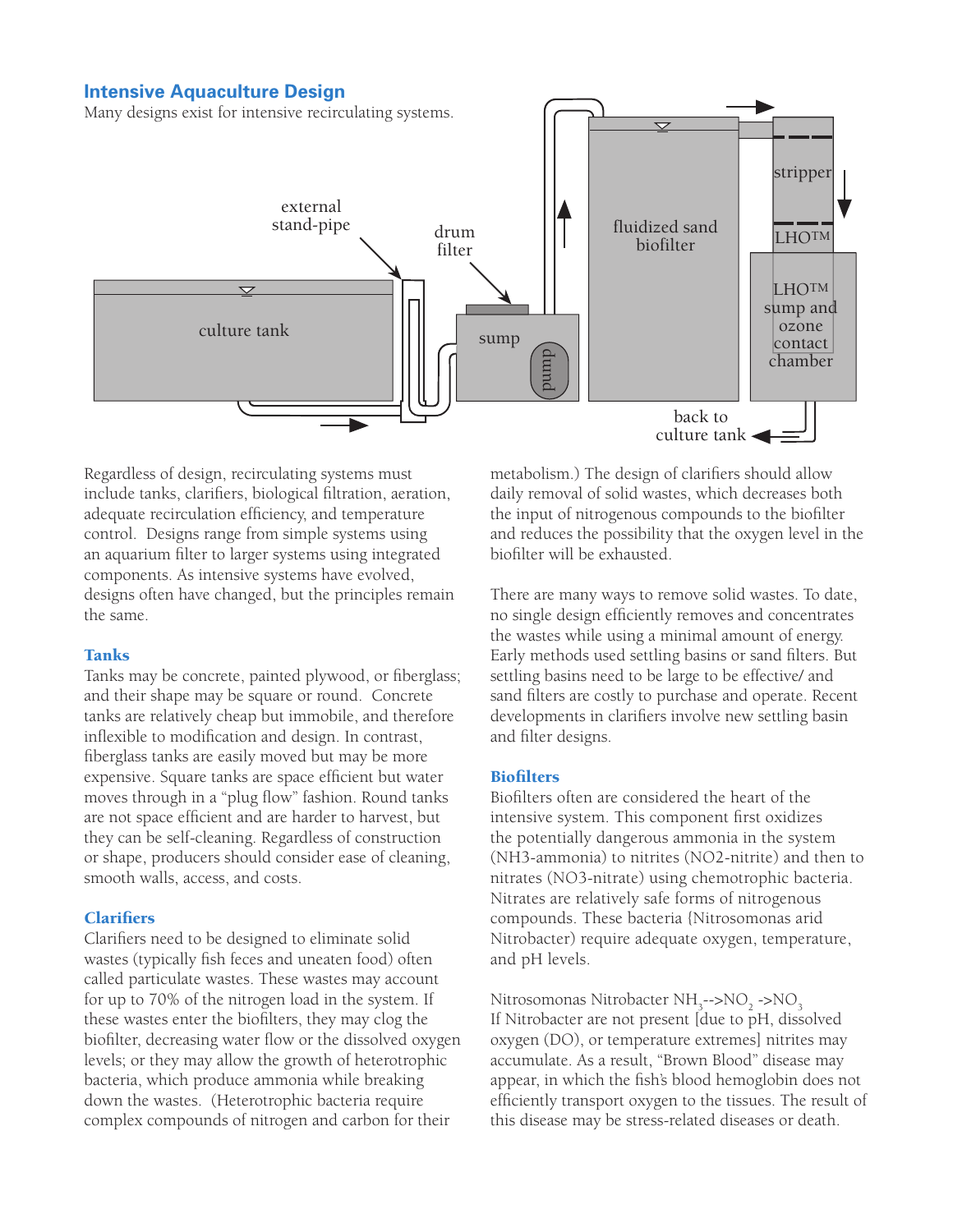## Intensive Aquaculture Design

Many designs exist for intensive recirculating systems.

Regardless of design, recirculating systems must include tanks, clarifiers, biological filtration, aeration, adequate recirculation efficiency, and temperature control. Designs range from simple systems using an aquarium filter to larger systems using integrated components. As intensive systems have evolved, designs often have changed, but the principles remain the same.

### Tanks

Tanks may be concrete, painted plywood, or fiberglass; and their shape may be square or round. Concrete tanks are relatively cheap but immobile, and therefore inflexible to modification and design. In contrast, fiberglass tanks are easily moved but may be more expensive. Square tanks are space efficient but water moves through in a "plug flow" fashion. Round tanks are not space efficient and are harder to harvest, but they can be self-cleaning. Regardless of construction or shape, producers should consider ease of cleaning, smooth walls, access, and costs.

### Clarifiers

Clarifiers need to be designed to eliminate solid wastes (typically fish feces and uneaten food) often called particulate wastes. These wastes may account for up to 70% of the nitrogen load in the system. If these wastes enter the biofilters, they may clog the biofilter, decreasing water flow or the dissolved oxygen levels; or they may allow the growth of heterotrophic bacteria, which produce ammonia while breaking down the wastes. (Heterotrophic bacteria require complex compounds of nitrogen and carbon for their metabolism.) The design of clarifiers should allow daily removal of solid wastes, which decreases both the input of nitrogenous compounds to the biofilter and reduces the possibility that the oxygen level in the biofilter will be exhausted.

There are many ways to remove solid wastes. To date, no single design efficiently removes and concentrates the wastes while using a minimal amount of energy. Early methods used settling basins or sand filters. But settling basins need to be large to be effective/ and sand filters are costly to purchase and operate. Recent developments in clarifiers involve new settling basin and filter designs.

### Biofilters

Biofilters often are considered the heart of the intensive system. This component first oxidizes the potentially dangerous ammonia in the system (NH3-ammonia) to nitrites (NO2-nitrite) and then to nitrates (NO3-nitrate) using chemotrophic bacteria. Nitrates are relatively safe forms of nitrogenous compounds. These bacteria (Nitrosomonas arid Nitrobacter) require adequate oxygen, temperature, and pH levels.

Nitrosomonas Nitrobacter $NH_3$-->$NO_2$ ->$NO_3$
If Nitrobacter are not present [due to pH, dissolved oxygen (DO), or temperature extremes] nitrites may accumulate. As a result, "Brown Blood" disease may appear, in which the fish's blood hemoglobin does not efficiently transport oxygen to the tissues. The result of this disease may be stress-related diseases or death.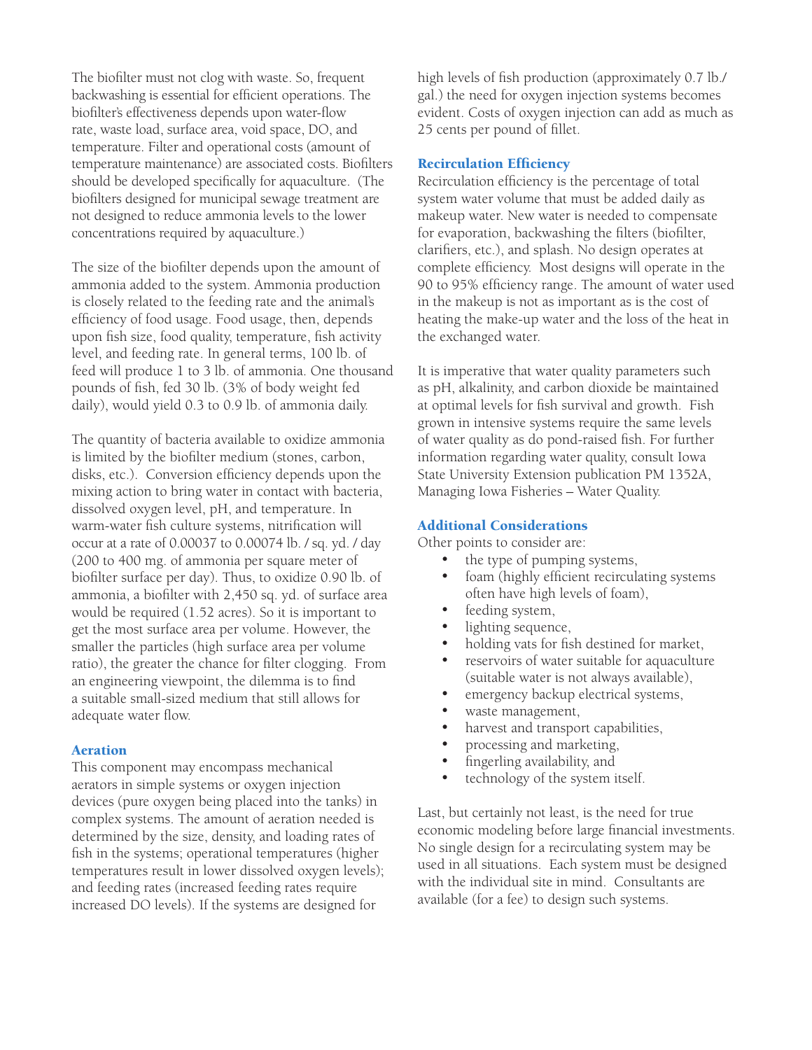The biofilter must not clog with waste. So, frequent backwashing is essential for efficient operations. The biofilter's effectiveness depends upon water-flow rate, waste load, surface area, void space, DO, and temperature. Filter and operational costs (amount of temperature maintenance) are associated costs. Biofilters should be developed specifically for aquaculture. (The biofilters designed for municipal sewage treatment are not designed to reduce ammonia levels to the lower concentrations required by aquaculture.)

The size of the biofilter depends upon the amount of ammonia added to the system. Ammonia production is closely related to the feeding rate and the animal's efficiency of food usage. Food usage, then, depends upon fish size, food quality, temperature, fish activity level, and feeding rate. In general terms, 100 lb. of feed will produce 1 to 3 lb. of ammonia. One thousand pounds of fish, fed 30 lb. (3% of body weight fed daily), would yield 0.3 to 0.9 lb. of ammonia daily.

The quantity of bacteria available to oxidize ammonia is limited by the biofilter medium (stones, carbon, disks, etc.). Conversion efficiency depends upon the mixing action to bring water in contact with bacteria, dissolved oxygen level, pH, and temperature. In warm-water fish culture systems, nitrification will occur at a rate of 0.00037 to 0.00074 lb. / sq. yd. / day (200 to 400 mg. of ammonia per square meter of biofilter surface per day). Thus, to oxidize 0.90 lb. of ammonia, a biofilter with 2,450 sq. yd. of surface area would be required (1.52 acres). So it is important to get the most surface area per volume. However, the smaller the particles (high surface area per volume ratio), the greater the chance for filter clogging. From an engineering viewpoint, the dilemma is to find a suitable small-sized medium that still allows for adequate water flow.

### Aeration

This component may encompass mechanical aerators in simple systems or oxygen injection devices (pure oxygen being placed into the tanks) in complex systems. The amount of aeration needed is determined by the size, density, and loading rates of fish in the systems; operational temperatures (higher temperatures result in lower dissolved oxygen levels); and feeding rates (increased feeding rates require increased DO levels). If the systems are designed for high levels of fish production (approximately 0.7 lb./gal.) the need for oxygen injection systems becomes evident. Costs of oxygen injection can add as much as 25 cents per pound of fillet.

### Recirculation Efficiency

Recirculation efficiency is the percentage of total system water volume that must be added daily as makeup water. New water is needed to compensate for evaporation, backwashing the filters (biofilter, clarifiers, etc.), and splash. No design operates at complete efficiency. Most designs will operate in the 90 to 95% efficiency range. The amount of water used in the makeup is not as important as is the cost of heating the make-up water and the loss of the heat in the exchanged water.

It is imperative that water quality parameters such as pH, alkalinity, and carbon dioxide be maintained at optimal levels for fish survival and growth. Fish grown in intensive systems require the same levels of water quality as do pond-raised fish. For further information regarding water quality, consult Iowa State University Extension publication PM 1352A, Managing Iowa Fisheries – Water Quality.

### Additional Considerations

Other points to consider are:

- the type of pumping systems,
- foam (highly efficient recirculating systems often have high levels of foam),
- feeding system,
- lighting sequence,
- holding vats for fish destined for market,
- reservoirs of water suitable for aquaculture (suitable water is not always available),
- emergency backup electrical systems,
- waste management,
- harvest and transport capabilities,
- processing and marketing,
- fingerling availability, and
- technology of the system itself.

Last, but certainly not least, is the need for true economic modeling before large financial investments. No single design for a recirculating system may be used in all situations. Each system must be designed with the individual site in mind. Consultants are available (for a fee) to design such systems.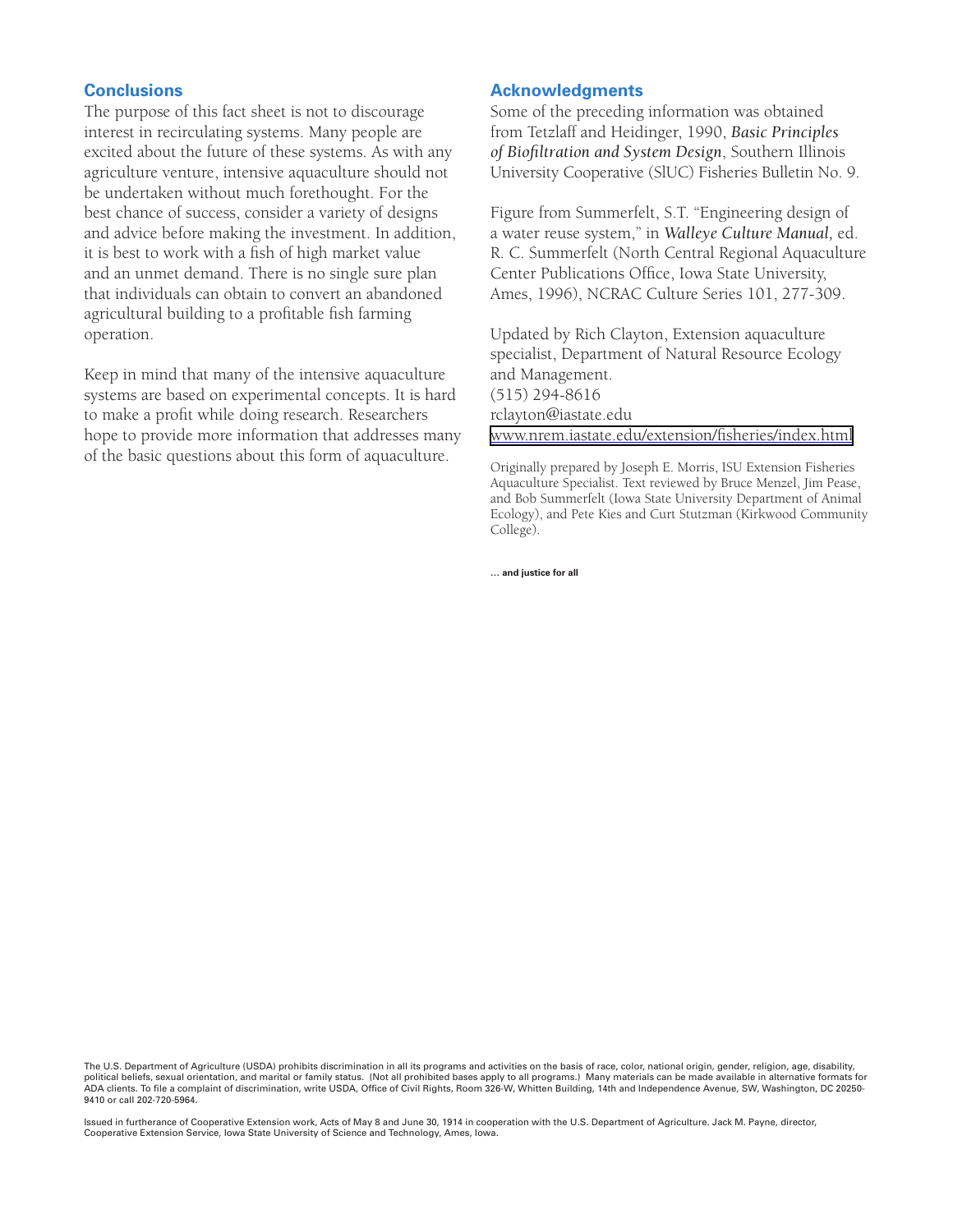## Conclusions

The purpose of this fact sheet is not to discourage interest in recirculating systems. Many people are excited about the future of these systems. As with any agriculture venture, intensive aquaculture should not be undertaken without much forethought. For the best chance of success, consider a variety of designs and advice before making the investment. In addition, it is best to work with a fish of high market value and an unmet demand. There is no single sure plan that individuals can obtain to convert an abandoned agricultural building to a profitable fish farming operation.

Keep in mind that many of the intensive aquaculture systems are based on experimental concepts. It is hard to make a profit while doing research. Researchers hope to provide more information that addresses many of the basic questions about this form of aquaculture.

## Acknowledgments

Some of the preceding information was obtained from Tetzlaff and Heidinger, 1990, ***Basic Principles of Biofiltration and System Design***, Southern Illinois University Cooperative (SIUC) Fisheries Bulletin No. 9.

Figure from Summerfelt, S.T. "Engineering design of a water reuse system," in ***Walleye Culture Manual***, ed. R. C. Summerfelt (North Central Regional Aquaculture Center Publications Office, Iowa State University, Ames, 1996), NCRAC Culture Series 101, 277-309.

Updated by Rich Clayton, Extension aquaculture specialist, Department of Natural Resource Ecology and Management.
(515) 294-8616
rclayton@iastate.edu
www.nrem.iastate.edu/extension/fisheries/index.html

Originally prepared by Joseph E. Morris, ISU Extension Fisheries Aquaculture Specialist. Text reviewed by Bruce Menzel, Jim Pease, and Bob Summerfelt (Iowa State University Department of Animal Ecology), and Pete Kies and Curt Stutzman (Kirkwood Community College).

**... and justice for all**

The U.S. Department of Agriculture (USDA) prohibits discrimination in all its programs and activities on the basis of race, color, national origin, gender, religion, age, disability, political beliefs, sexual orientation, and marital or family status. (Not all prohibited bases apply to all programs.) Many materials can be made available in alternative formats for ADA clients. To file a complaint of discrimination, write USDA, Office of Civil Rights, Room 326-W, Whitten Building, 14th and Independence Avenue, SW, Washington, DC 20250-9410 or call 202-720-5964.

Issued in furtherance of Cooperative Extension work, Acts of May 8 and June 30, 1914 in cooperation with the U.S. Department of Agriculture. Jack M. Payne, director, Cooperative Extension Service, Iowa State University of Science and Technology, Ames, Iowa.